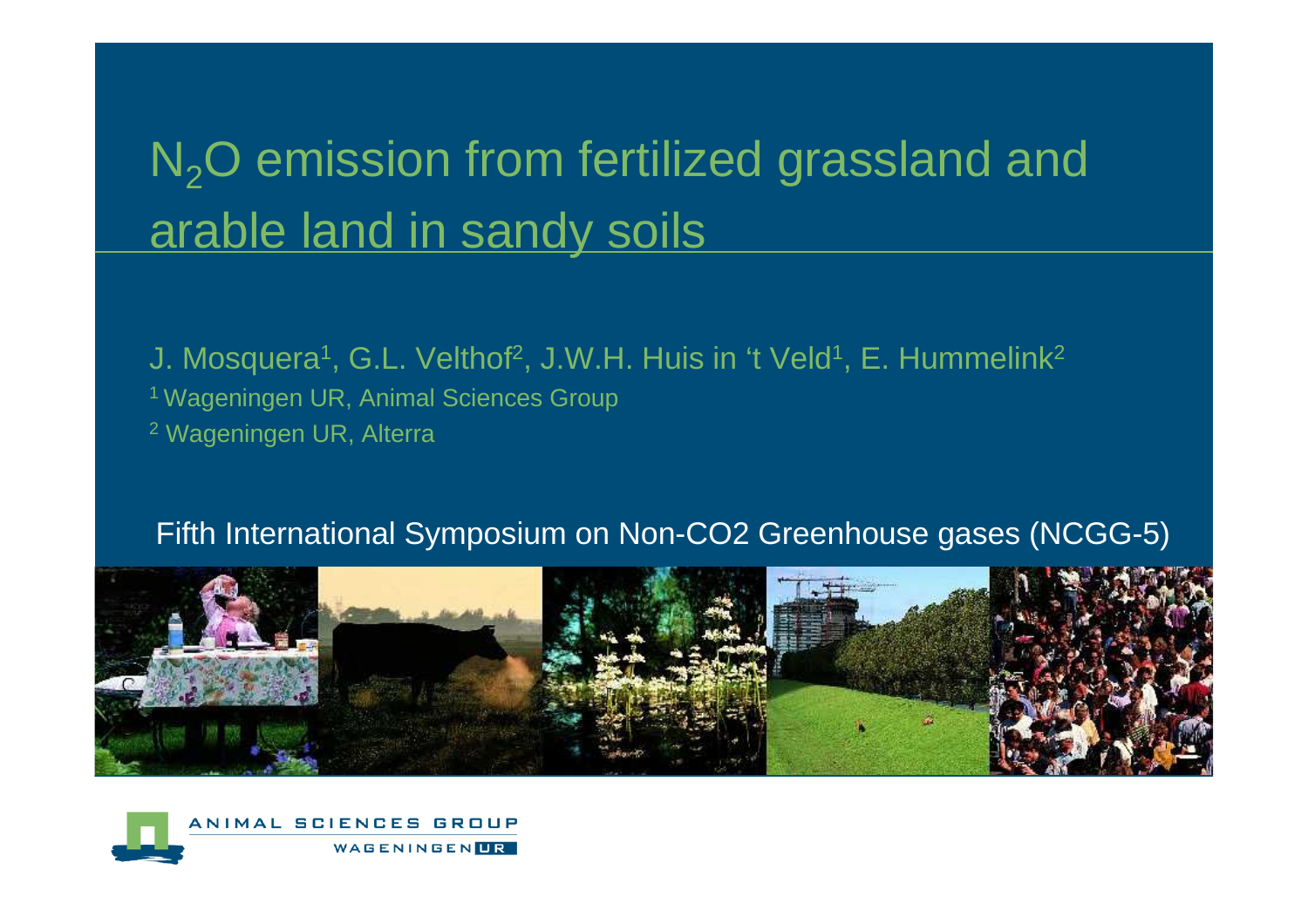# $N_2O$ emission from fertilized grassland and arable land in sandy soils

J. Mosquera[1], G.L. Velthof[2], J.W.H. Huis in 't Veld[1], E. Hummelink[2]

[1] Wageningen UR, Animal Sciences Group

[2] Wageningen UR, Alterra

Fifth International Symposium on Non-CO2 Greenhouse gases (NCGG-5)

ANIMAL SCIENCES GROUP

WAGENINGEN UR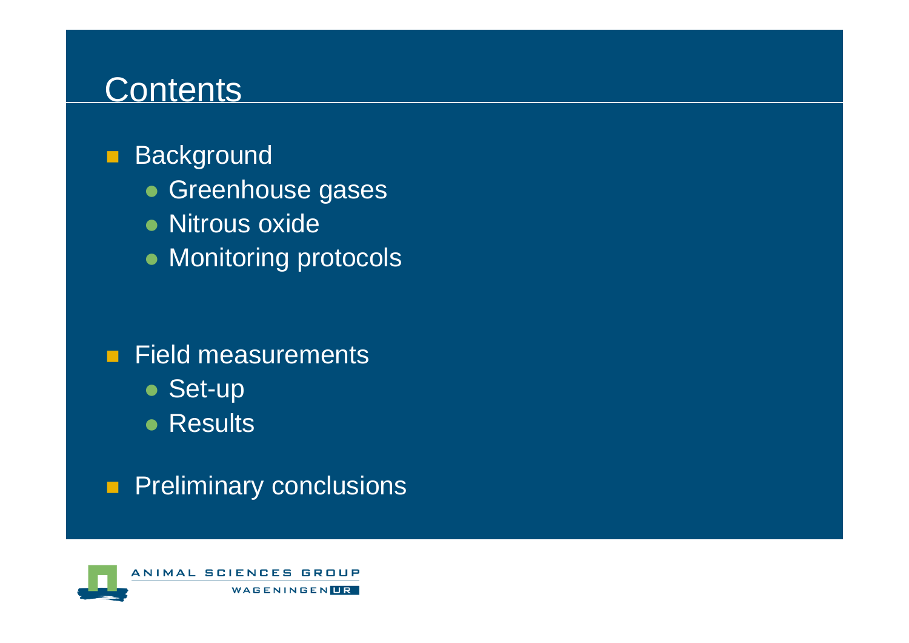# Contents

- Background
  - Greenhouse gases
  - Nitrous oxide
  - Monitoring protocols
- Field measurements
  - Set-up
  - Results
- Preliminary conclusions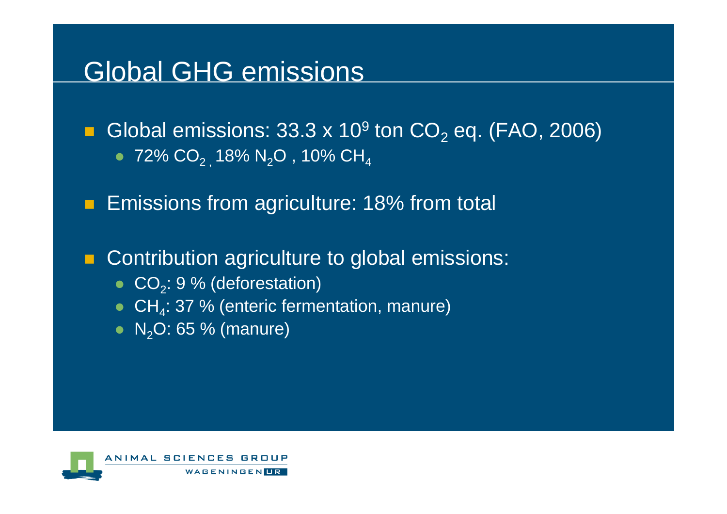# Global GHG emissions

- Global emissions: 33.3 x $10^9$ ton $CO_2$ eq. (FAO, 2006)
  - 72% $CO_2$ , 18% $N_2O$ , 10% $CH_4$
- Emissions from agriculture: 18% from total
- Contribution agriculture to global emissions:
  - $CO_2$: 9 % (deforestation)
  - $CH_4$: 37 % (enteric fermentation, manure)
  - $N_2O$: 65 % (manure)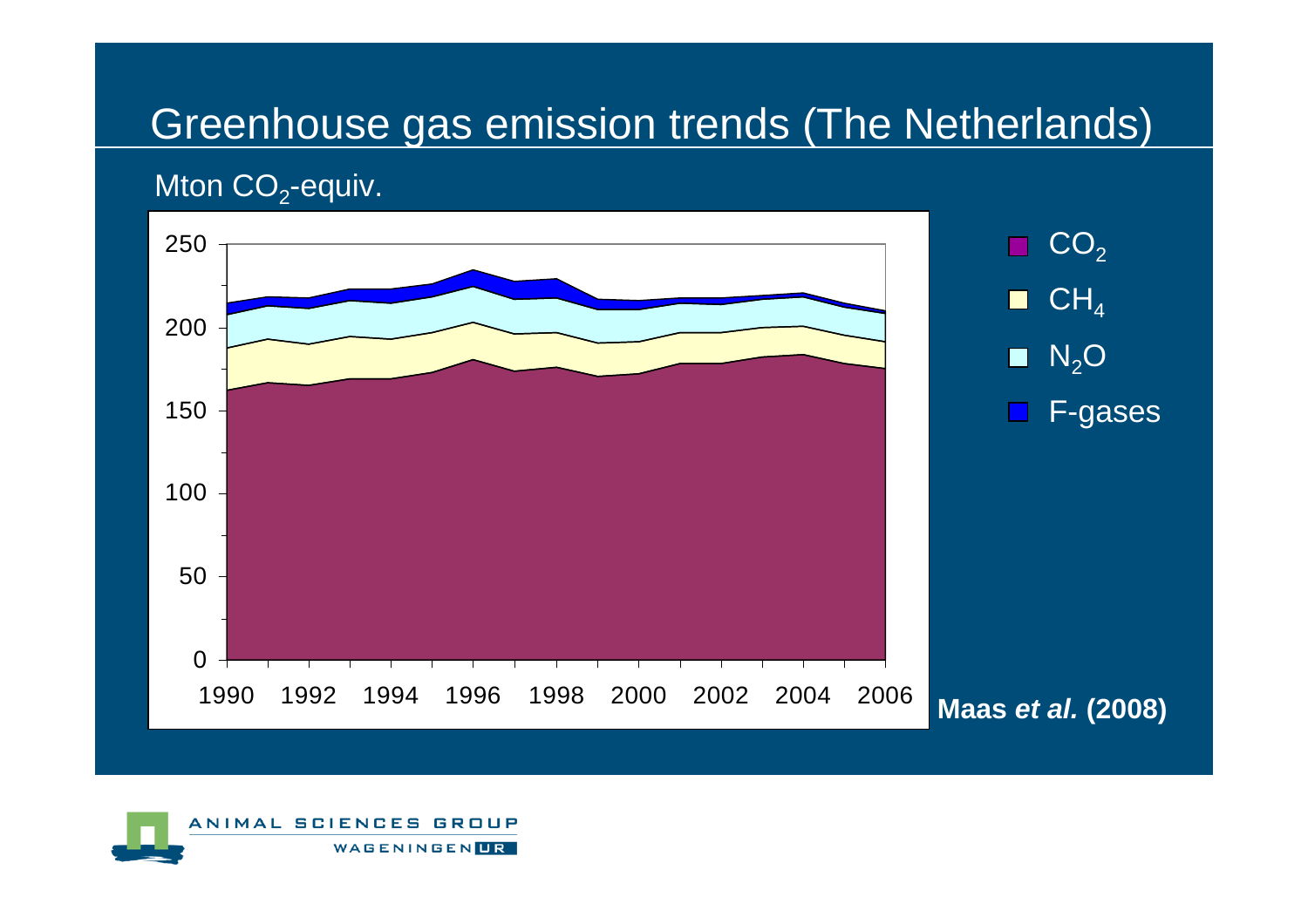# Greenhouse gas emission trends (The Netherlands)

Mton $CO_2$-equiv.

250
200
150
100
50
0

1990 1992 1994 1996 1998 2000 2002 2004 2006

$CO_2$

$CH_4$

$N_2O$

F-gases

**Maas *et al.* (2008)**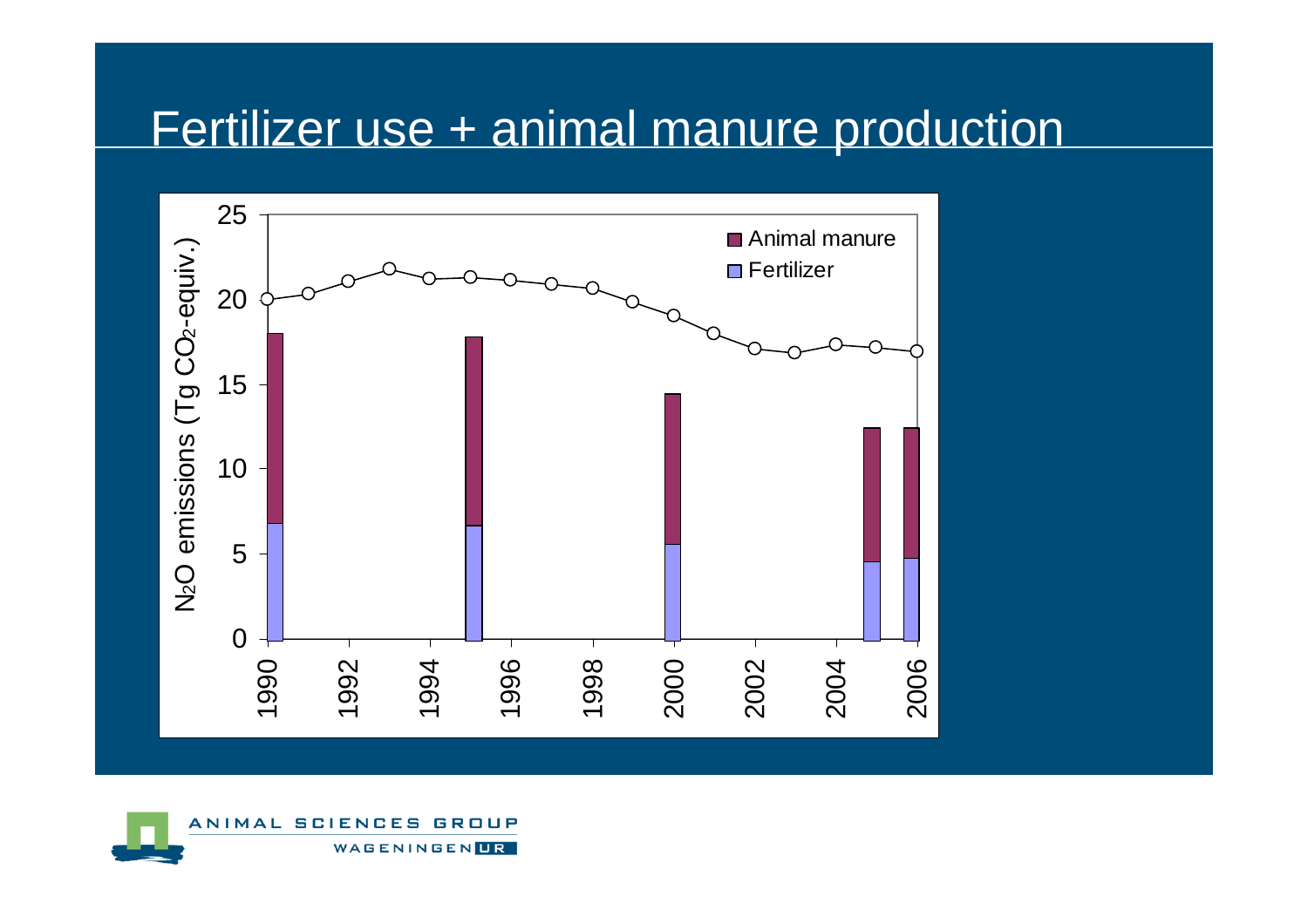# Fertilizer use + animal manure production

N$_2$O emissions (Tg $CO_2$-equiv.)

Legend: Animal manure; Fertilizer

Years: 1990, 1992, 1994, 1996, 1998, 2000, 2002, 2004, 2006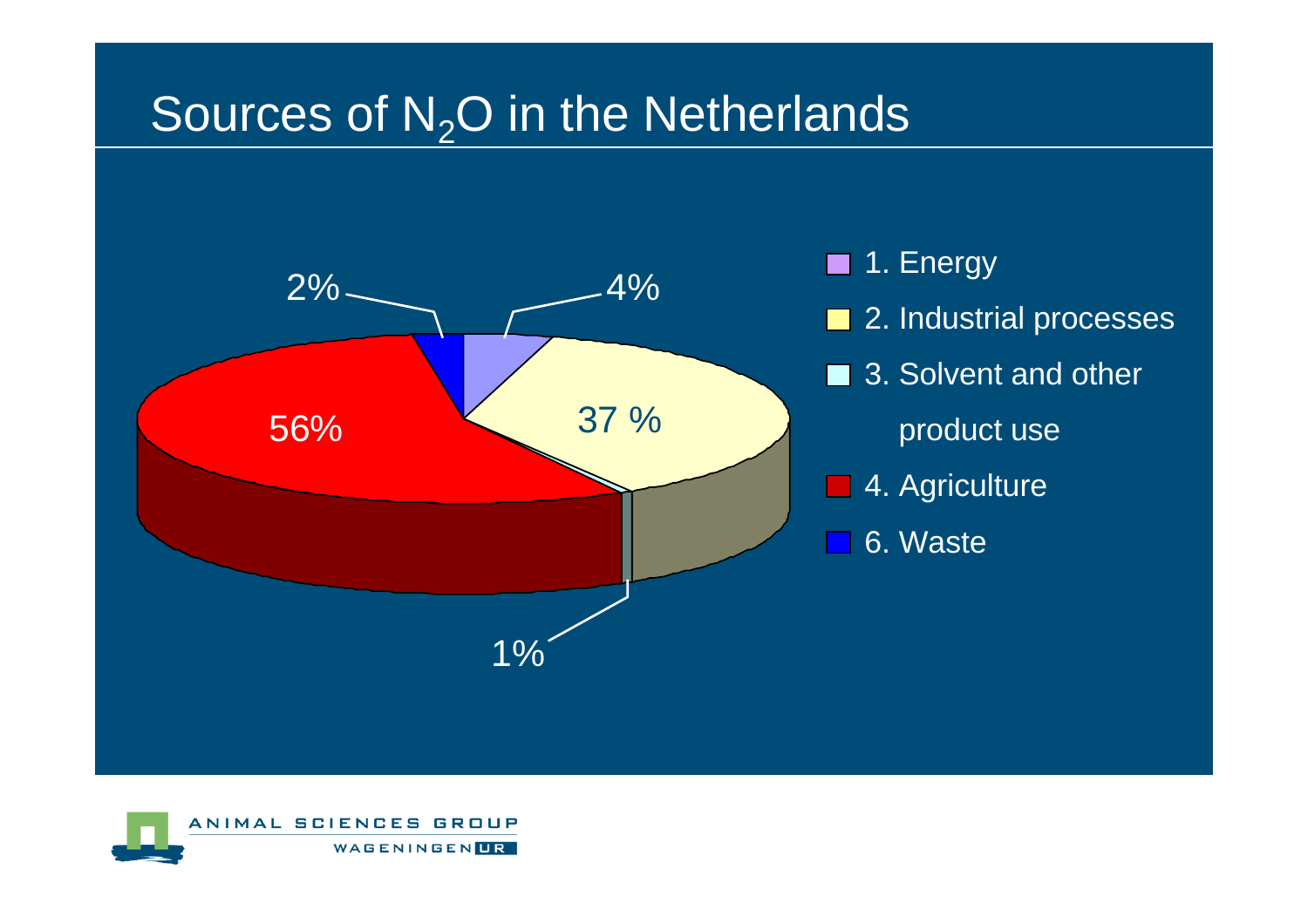# Sources of $N_2O$ in the Netherlands

| Source | Share |
| --- | --- |
| 1. Energy | 4% |
| 2. Industrial processes | 37 % |
| 3. Solvent and other product use | 1% |
| 4. Agriculture | 56% |
| 6. Waste | 2% |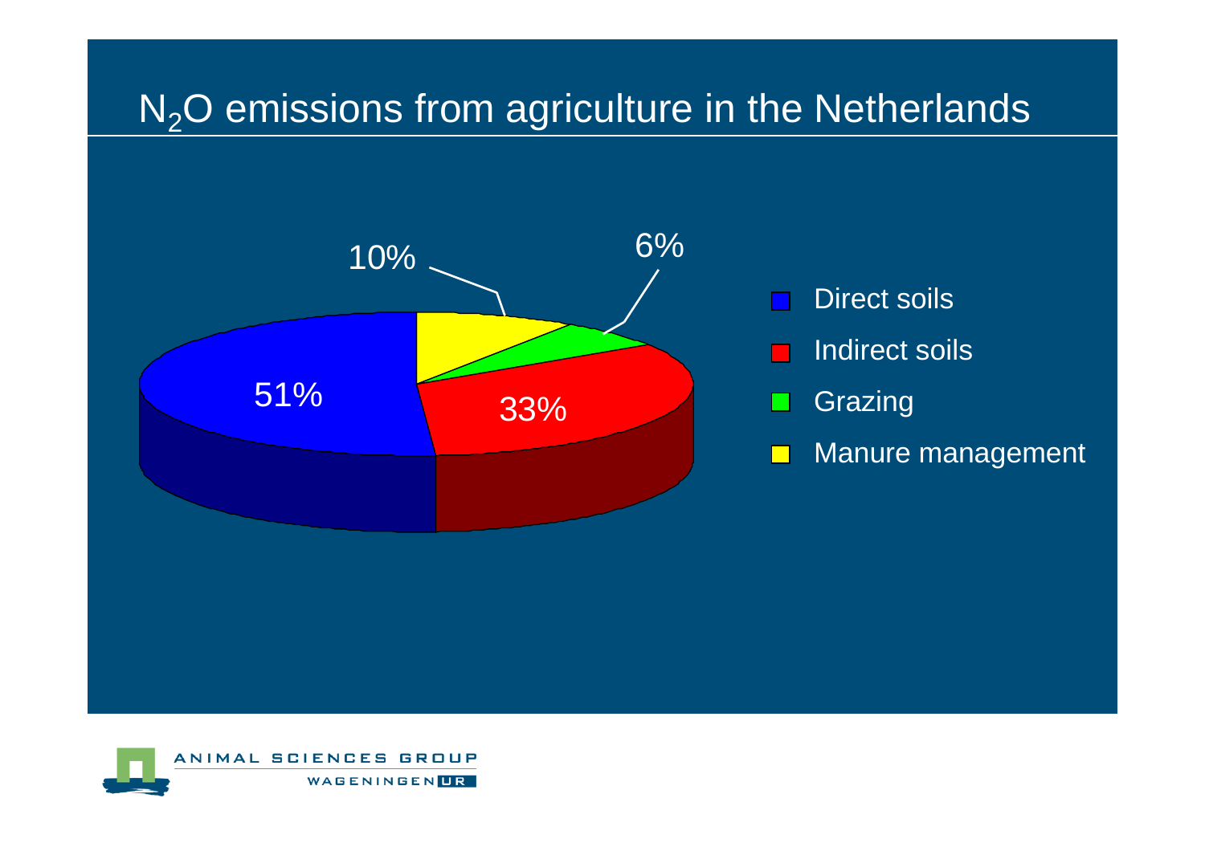# $N_2O$ emissions from agriculture in the Netherlands

- Direct soils: 51%
- Indirect soils: 33%
- Grazing: 6%
- Manure management: 10%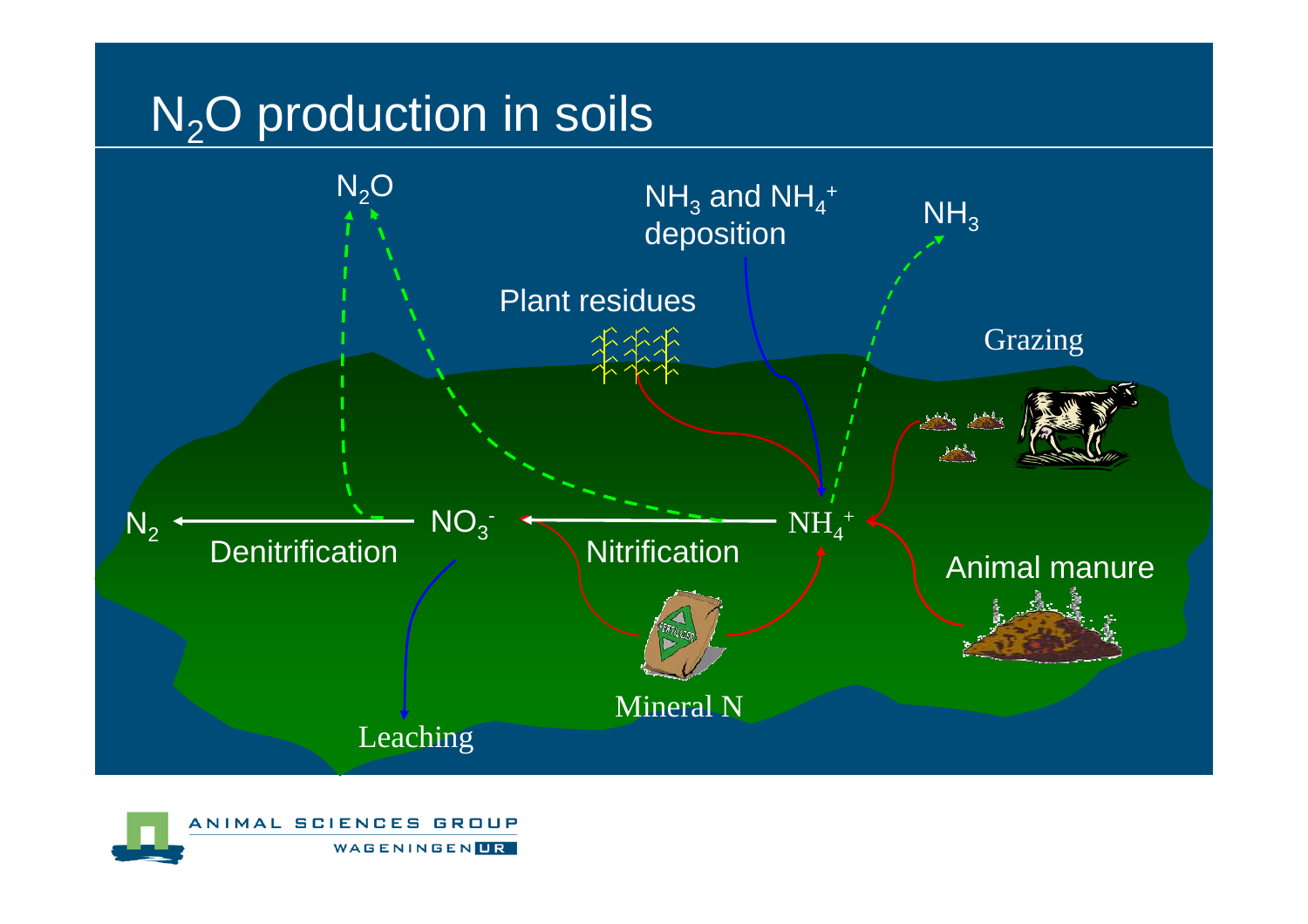# $N_2O$ production in soils

$N_2O$

$NH_3$ and $NH_4^+$ deposition

$NH_3$

Plant residues

Grazing

$N_2$

Denitrification

$NO_3^-$

Nitrification

$NH_4^+$

Animal manure

Mineral N

Leaching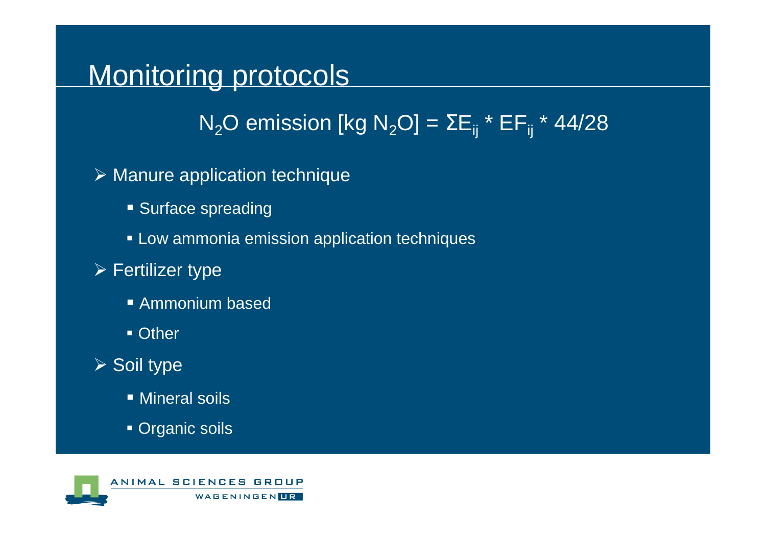# Monitoring protocols

$$N_2O \text{ emission [kg } N_2O] = \Sigma E_{ij} * EF_{ij} * 44/28$$

- Manure application technique
  - Surface spreading
  - Low ammonia emission application techniques
- Fertilizer type
  - Ammonium based
  - Other
- Soil type
  - Mineral soils
  - Organic soils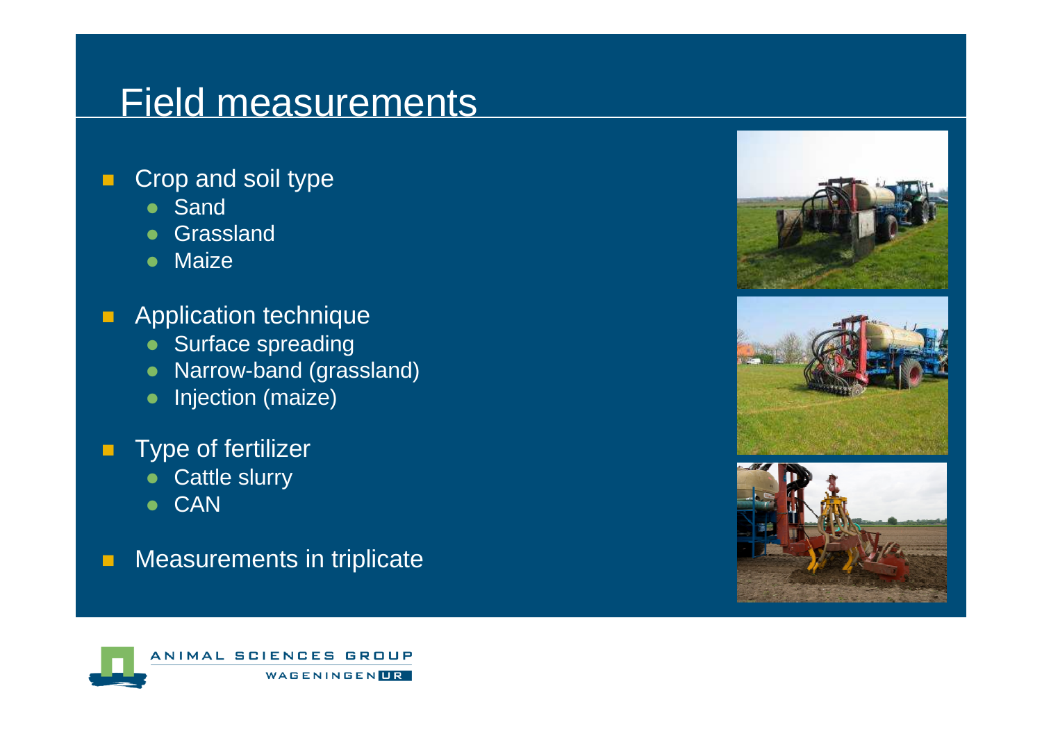# Field measurements

- Crop and soil type
  - Sand
  - Grassland
  - Maize
- Application technique
  - Surface spreading
  - Narrow-band (grassland)
  - Injection (maize)
- Type of fertilizer
  - Cattle slurry
  - CAN
- Measurements in triplicate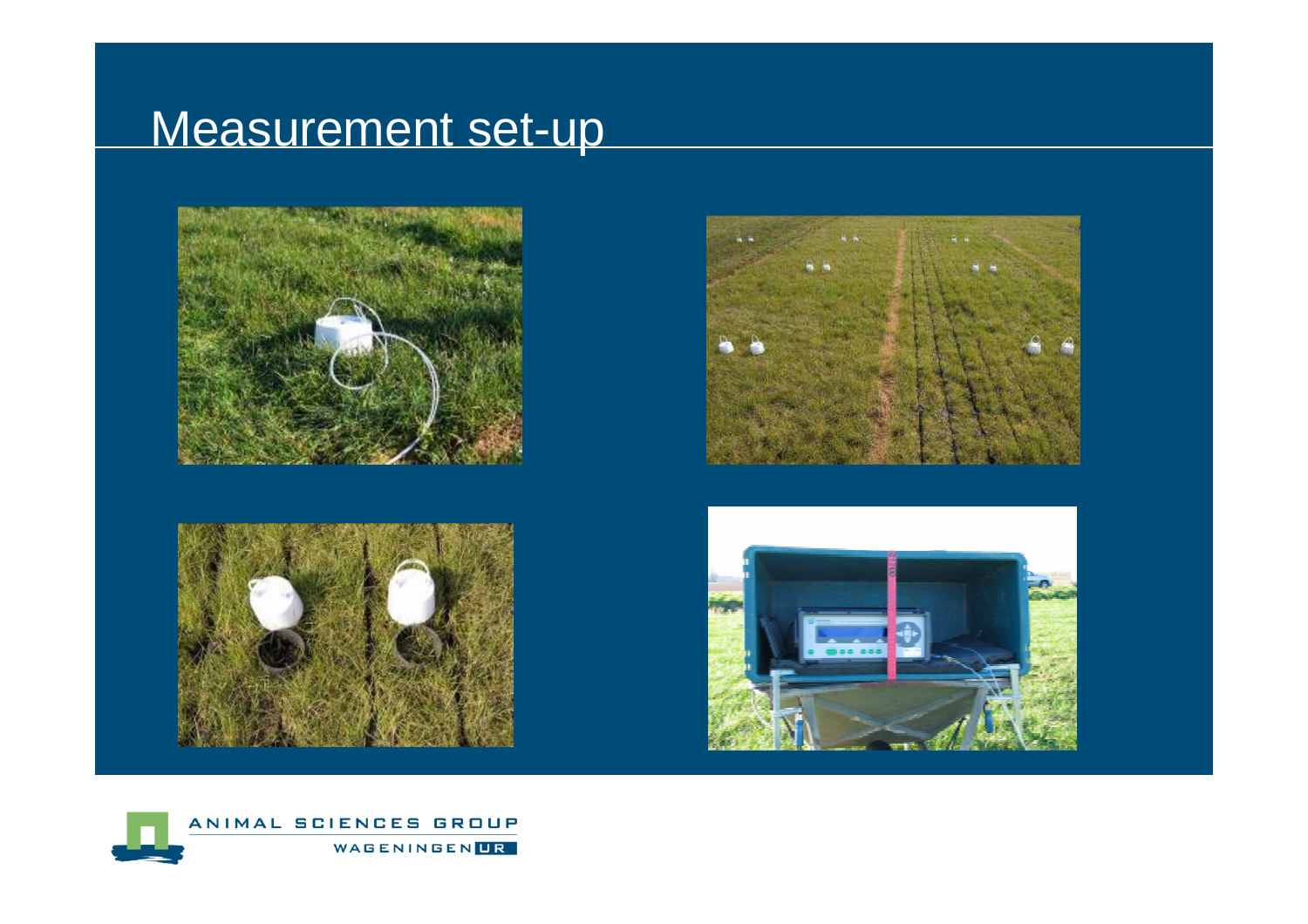# Measurement set-up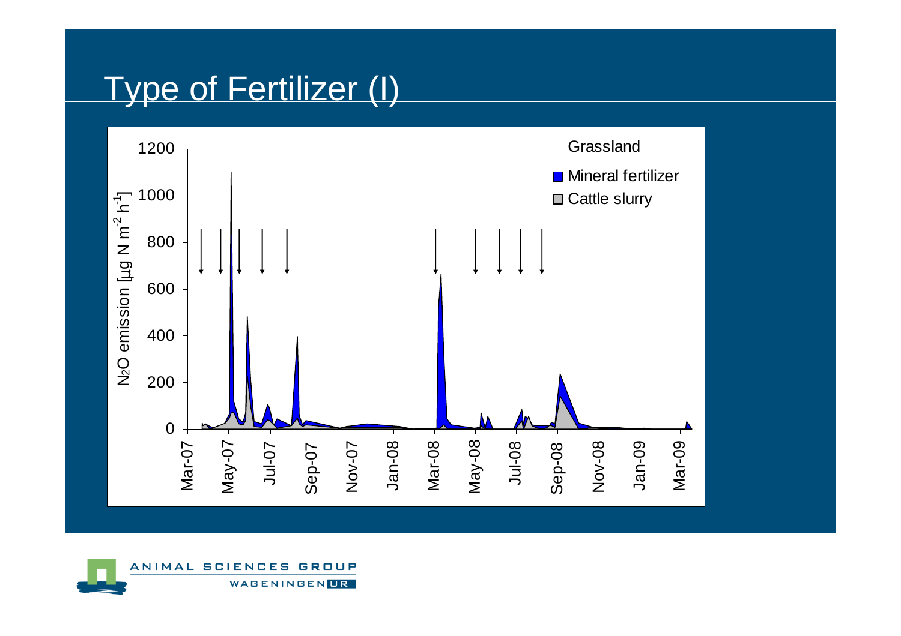# Type of Fertilizer (I)

Grassland

- Mineral fertilizer
- Cattle slurry

$N_2O$ emission [µg N $m^{-2}$ $h^{-1}$]

0, 200, 400, 600, 800, 1000, 1200

Mar-07, May-07, Jul-07, Sep-07, Nov-07, Jan-08, Mar-08, May-08, Jul-08, Sep-08, Nov-08, Jan-09, Mar-09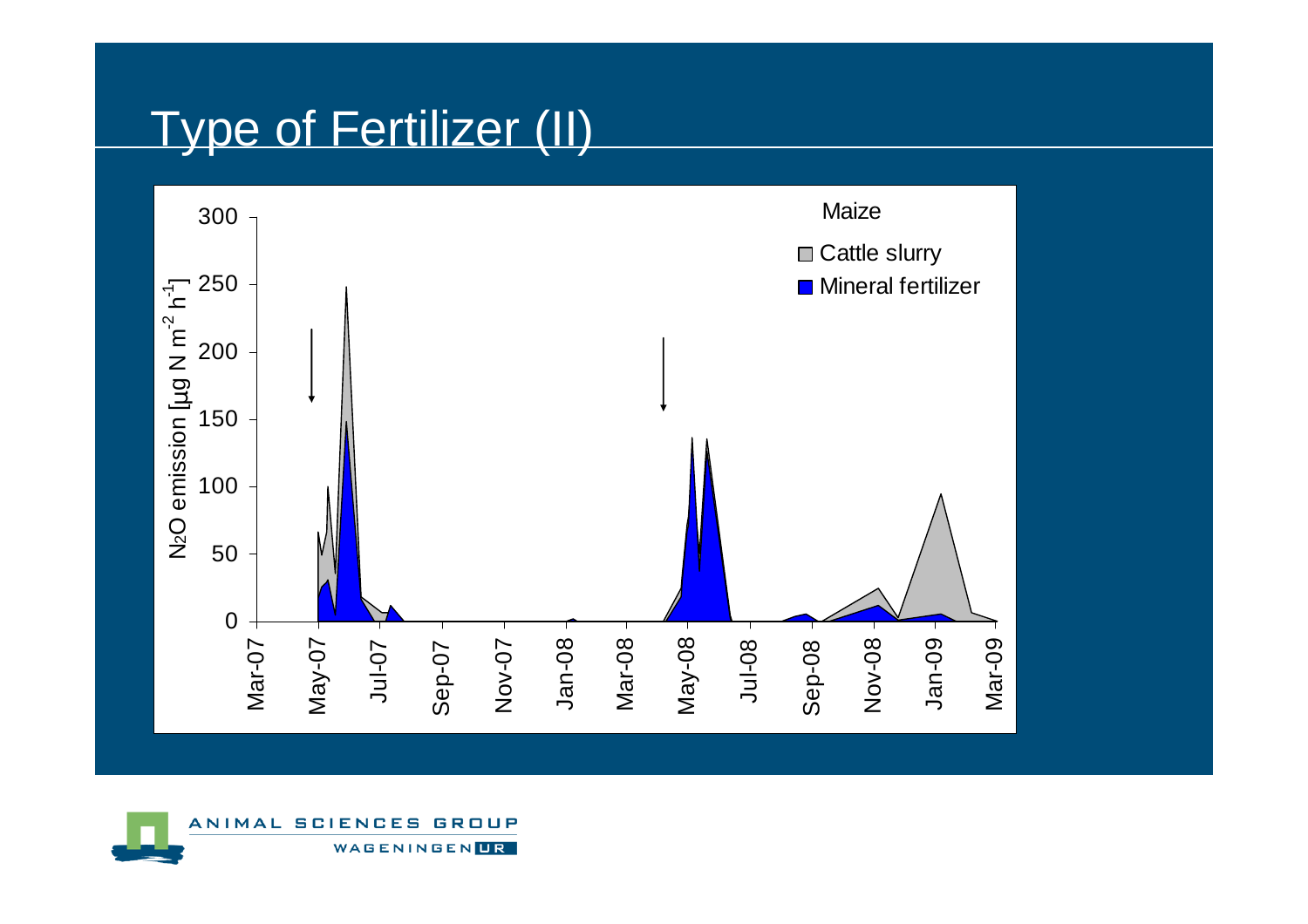# Type of Fertilizer (II)

Maize

- Cattle slurry
- Mineral fertilizer

$N_2O$ emission [µg N $m^{-2}$ $h^{-1}$]

0, 50, 100, 150, 200, 250, 300

Mar-07, May-07, Jul-07, Sep-07, Nov-07, Jan-08, Mar-08, May-08, Jul-08, Sep-08, Nov-08, Jan-09, Mar-09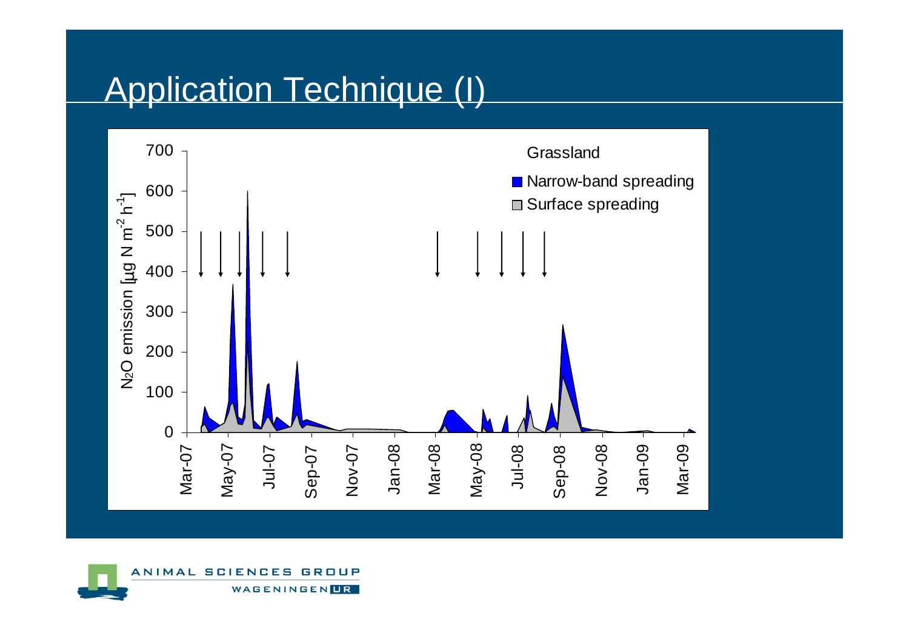# Application Technique (I)

Grassland

- Narrow-band spreading
- Surface spreading

$N_2O$ emission [µg N $m^{-2}$ $h^{-1}$]

Mar-07, May-07, Jul-07, Sep-07, Nov-07, Jan-08, Mar-08, May-08, Jul-08, Sep-08, Nov-08, Jan-09, Mar-09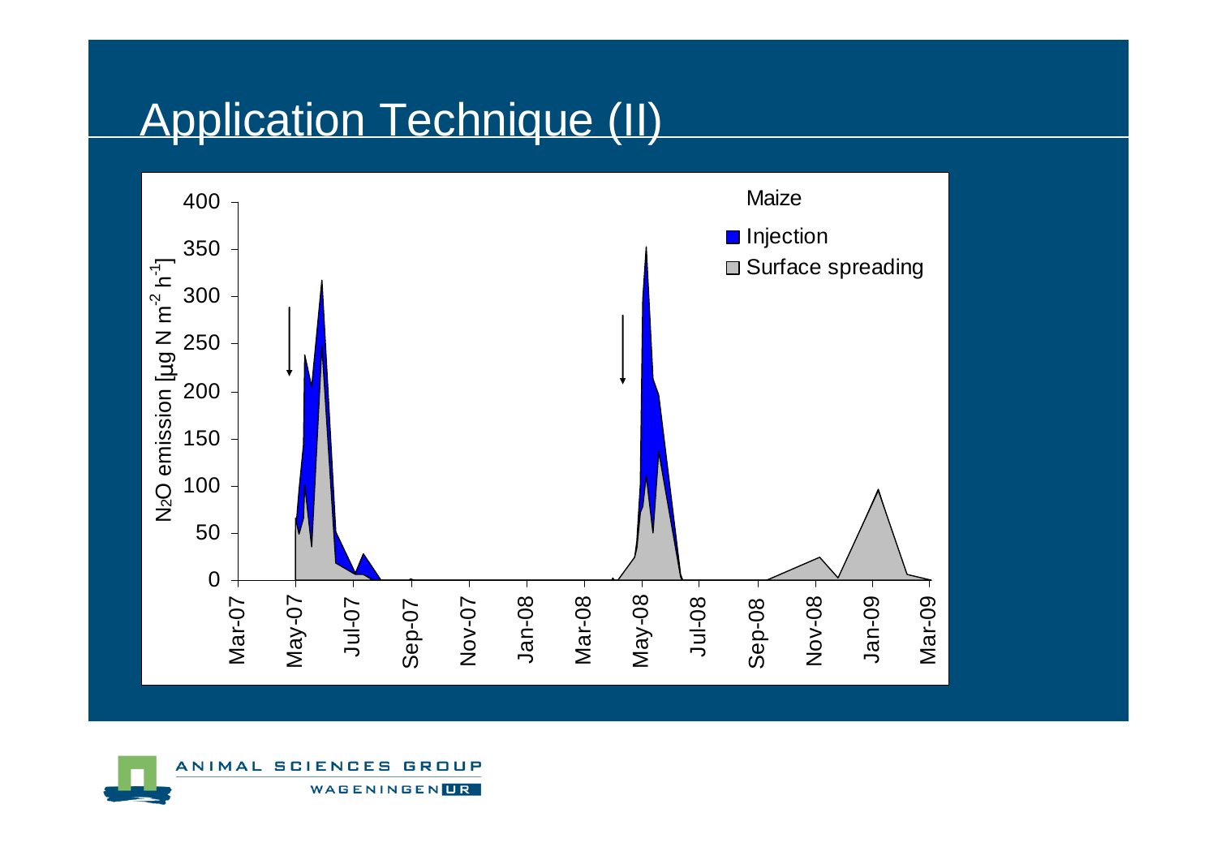# Application Technique (II)

Maize

- Injection
- Surface spreading

$N_2O$ emission [µg N $m^{-2}$ $h^{-1}$]

400, 350, 300, 250, 200, 150, 100, 50, 0

Mar-07, May-07, Jul-07, Sep-07, Nov-07, Jan-08, Mar-08, May-08, Jul-08, Sep-08, Nov-08, Jan-09, Mar-09

ANIMAL SCIENCES GROUP

WAGENINGEN UR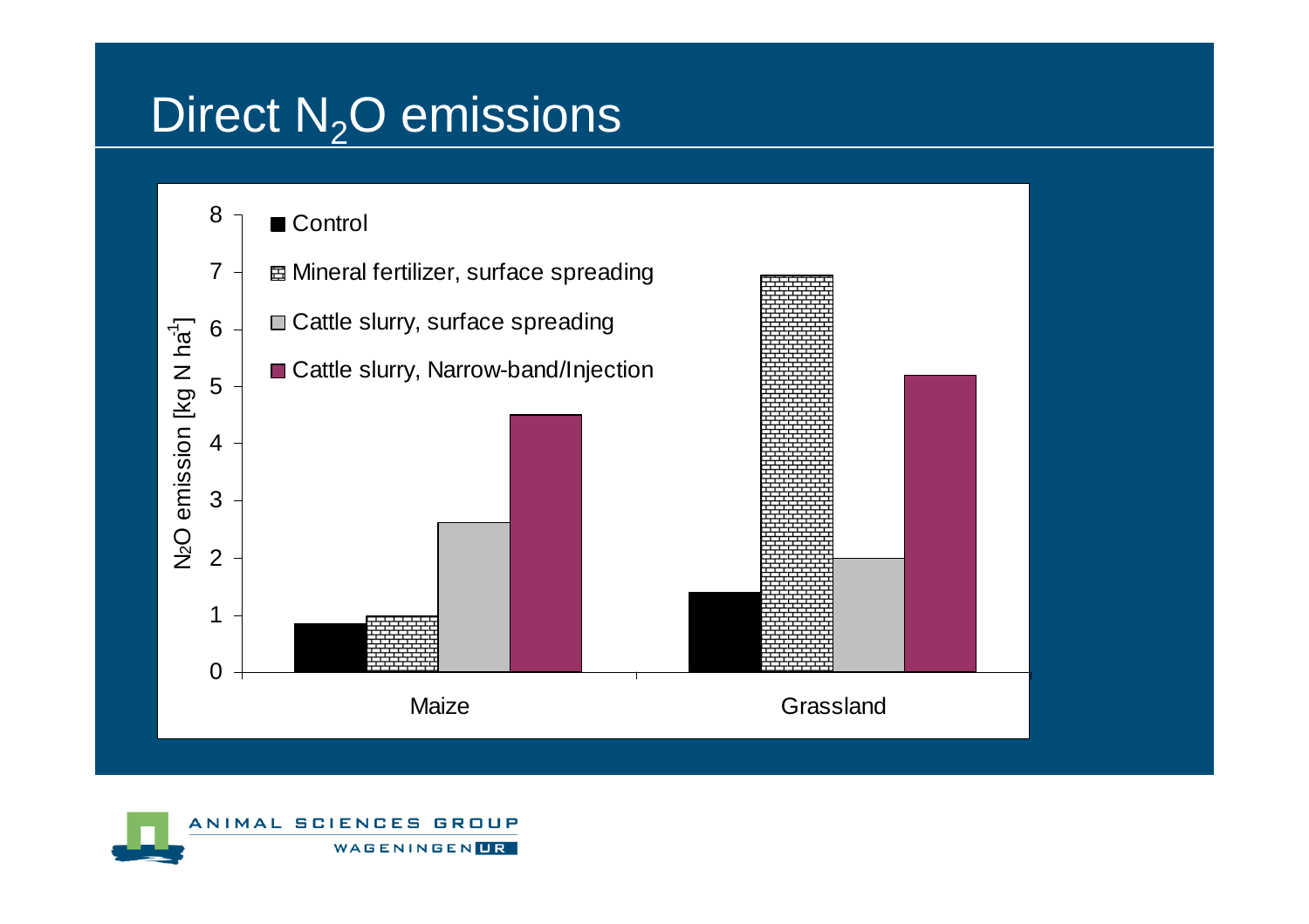# Direct $N_2O$ emissions

N₂O emission [kg N ha⁻¹]

- Control
- Mineral fertilizer, surface spreading
- Cattle slurry, surface spreading
- Cattle slurry, Narrow-band/Injection

Maize

Grassland

ANIMAL SCIENCES GROUP

WAGENINGEN UR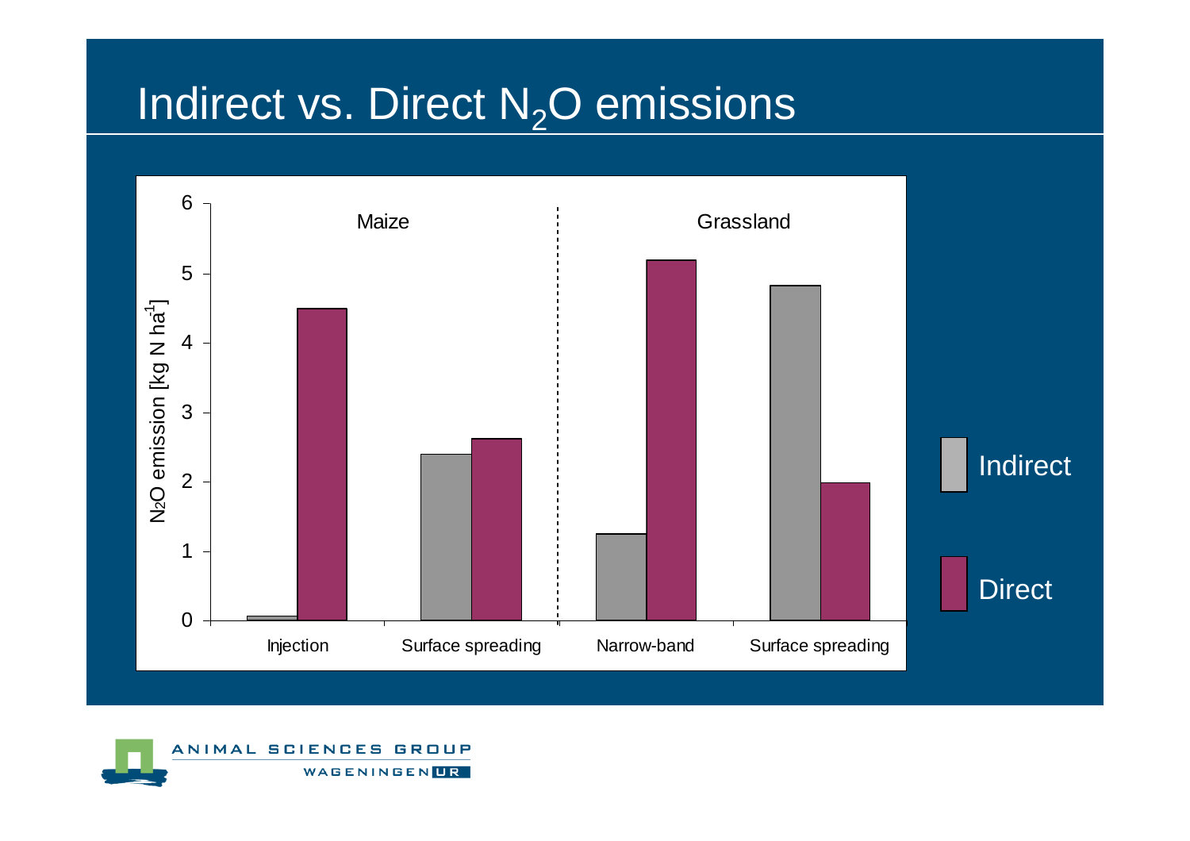# Indirect vs. Direct $N_2O$ emissions

| | Maize | | Grassland | |
|---|---|---|---|---|
| | Injection | Surface spreading | Narrow-band | Surface spreading |
| Indirect | 0.05 | 2.4 | 1.25 | 4.83 |
| Direct | 4.5 | 2.62 | 5.2 | 2.0 |

$N_2O$ emission [kg N $ha^{-1}$]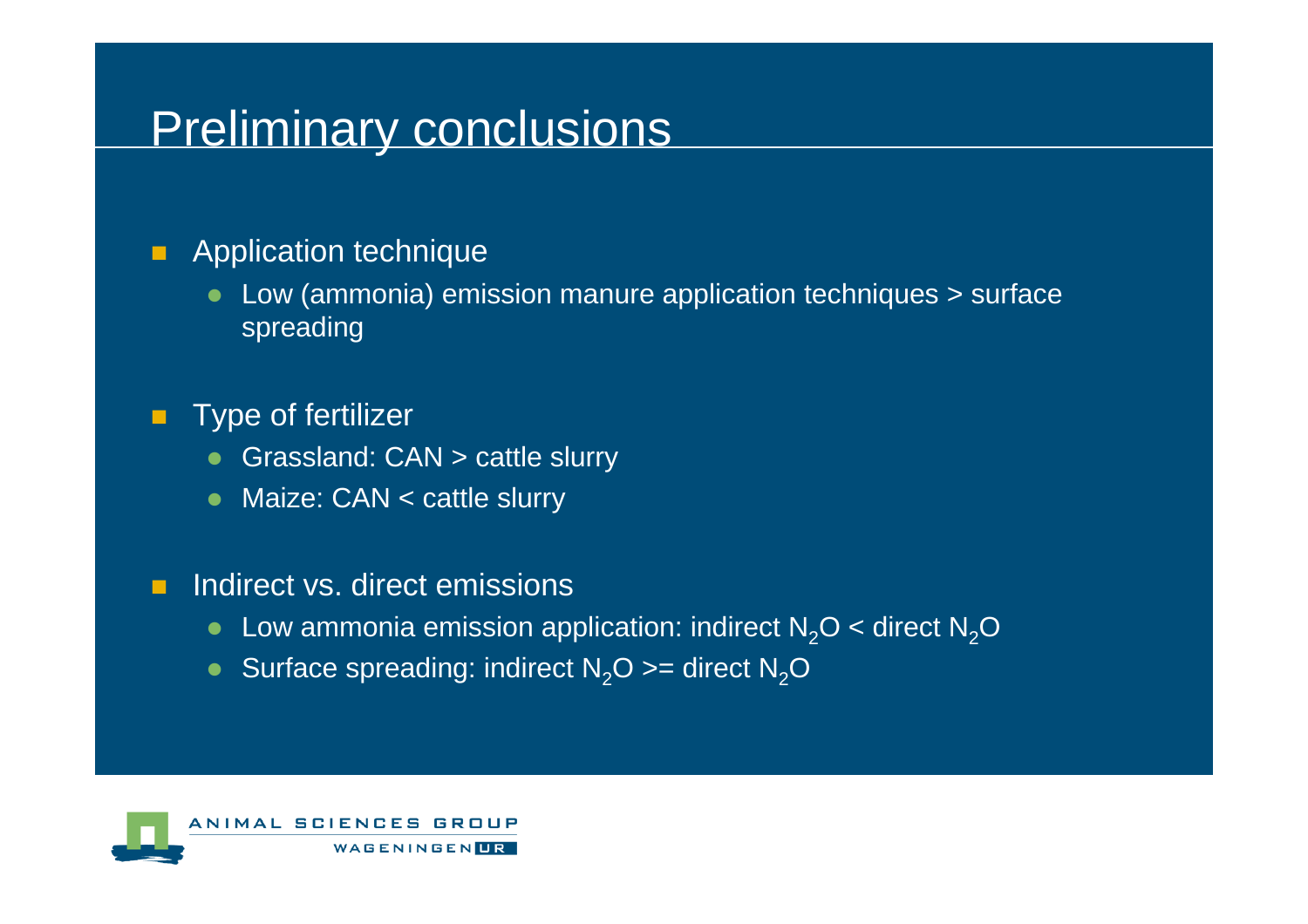# Preliminary conclusions

- Application technique
  - Low (ammonia) emission manure application techniques > surface spreading
- Type of fertilizer
  - Grassland: CAN > cattle slurry
  - Maize: CAN < cattle slurry
- Indirect vs. direct emissions
  - Low ammonia emission application: indirect $N_2O$ < direct $N_2O$
  - Surface spreading: indirect $N_2O$ >= direct $N_2O$

ANIMAL SCIENCES GROUP

WAGENINGEN UR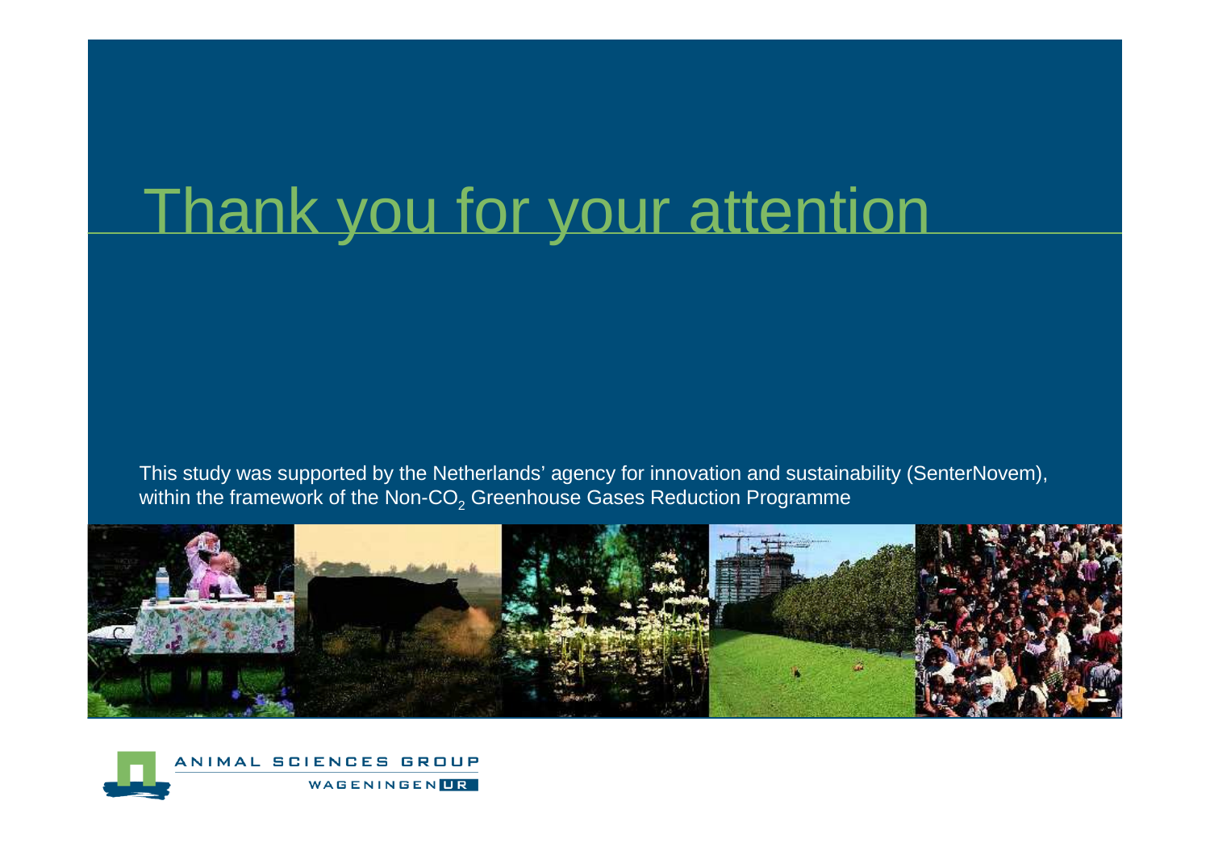# Thank you for your attention

This study was supported by the Netherlands' agency for innovation and sustainability (SenterNovem), within the framework of the Non-$CO_2$ Greenhouse Gases Reduction Programme

ANIMAL SCIENCES GROUP

WAGENINGEN UR